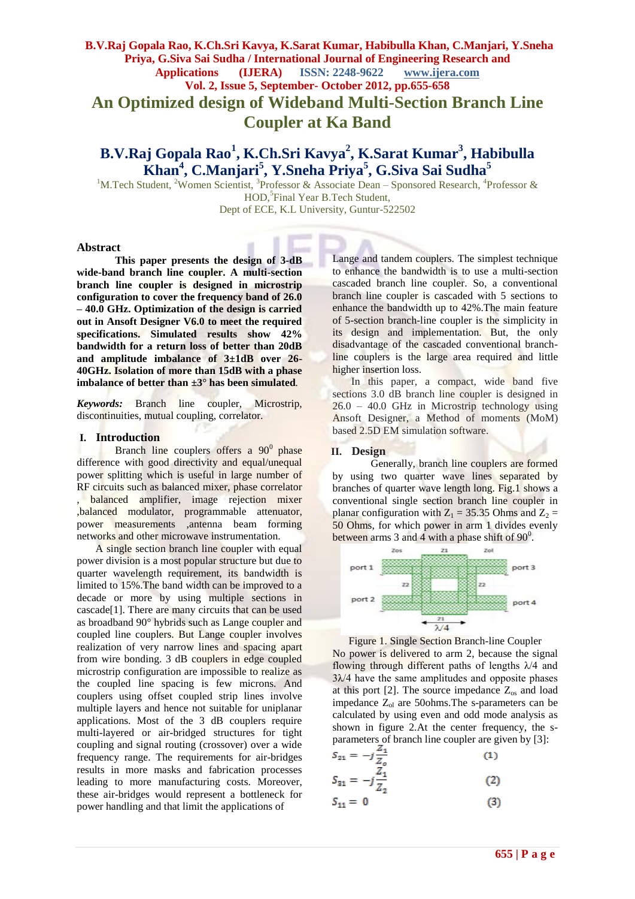# An Optimized design of Wideband Multi-Section Branch Line Coupler at Ka Band

## B.V.Raj Gopala Rao[1], K.Ch.Sri Kavya[2], K.Sarat Kumar[3], Habibulla Khan[4], C.Manjari[5], Y.Sneha Priya[5], G.Siva Sai Sudha[5]

[1]M.Tech Student, [2]Women Scientist, [3]Professor & Associate Dean – Sponsored Research, [4]Professor & HOD,[5]Final Year B.Tech Student,
Dept of ECE, K.L University, Guntur-522502

### Abstract

**This paper presents the design of 3-dB wide-band branch line coupler. A multi-section branch line coupler is designed in microstrip configuration to cover the frequency band of 26.0 – 40.0 GHz. Optimization of the design is carried out in Ansoft Designer V6.0 to meet the required specifications. Simulated results show 42% bandwidth for a return loss of better than 20dB and amplitude imbalance of 3±1dB over 26-40GHz. Isolation of more than 15dB with a phase imbalance of better than ±3° has been simulated**.

***Keywords:*** Branch line coupler, Microstrip, discontinuities, mutual coupling, correlator.

## I. Introduction

Branch line couplers offers a $90^0$ phase difference with good directivity and equal/unequal power splitting which is useful in large number of RF circuits such as balanced mixer, phase correlator , balanced amplifier, image rejection mixer ,balanced modulator, programmable attenuator, power measurements ,antenna beam forming networks and other microwave instrumentation.

A single section branch line coupler with equal power division is a most popular structure but due to quarter wavelength requirement, its bandwidth is limited to 15%.The band width can be improved to a decade or more by using multiple sections in cascade[1]. There are many circuits that can be used as broadband 90° hybrids such as Lange coupler and coupled line couplers. But Lange coupler involves realization of very narrow lines and spacing apart from wire bonding. 3 dB couplers in edge coupled microstrip configuration are impossible to realize as the coupled line spacing is few microns. And couplers using offset coupled strip lines involve multiple layers and hence not suitable for uniplanar applications. Most of the 3 dB couplers require multi-layered or air-bridged structures for tight coupling and signal routing (crossover) over a wide frequency range. The requirements for air-bridges results in more masks and fabrication processes leading to more manufacturing costs. Moreover, these air-bridges would represent a bottleneck for power handling and that limit the applications of Lange and tandem couplers. The simplest technique to enhance the bandwidth is to use a multi-section cascaded branch line coupler. So, a conventional branch line coupler is cascaded with 5 sections to enhance the bandwidth up to 42%.The main feature of 5-section branch-line coupler is the simplicity in its design and implementation. But, the only disadvantage of the cascaded conventional branch-line couplers is the large area required and little higher insertion loss.

In this paper, a compact, wide band five sections 3.0 dB branch line coupler is designed in 26.0 – 40.0 GHz in Microstrip technology using Ansoft Designer, a Method of moments (MoM) based 2.5D EM simulation software.

## II. Design

Generally, branch line couplers are formed by using two quarter wave lines separated by branches of quarter wave length long. Fig.1 shows a conventional single section branch line coupler in planar configuration with $Z_1$ = 35.35 Ohms and $Z_2$ = 50 Ohms, for which power in arm 1 divides evenly between arms 3 and 4 with a phase shift of $90^0$.

Figure 1. Single Section Branch-line Coupler

No power is delivered to arm 2, because the signal flowing through different paths of lengths $\lambda/4$ and $3\lambda/4$ have the same amplitudes and opposite phases at this port [2]. The source impedance $Z_{os}$ and load impedance $Z_{ol}$ are 50ohms.The s-parameters can be calculated by using even and odd mode analysis as shown in figure 2.At the center frequency, the s-parameters of branch line coupler are given by [3]:

$$S_{21} = -j\frac{Z_1}{Z_o} \quad (1)$$

$$S_{31} = -j\frac{Z_1}{Z_2} \quad (2)$$

$$S_{11} = 0 \quad (3)$$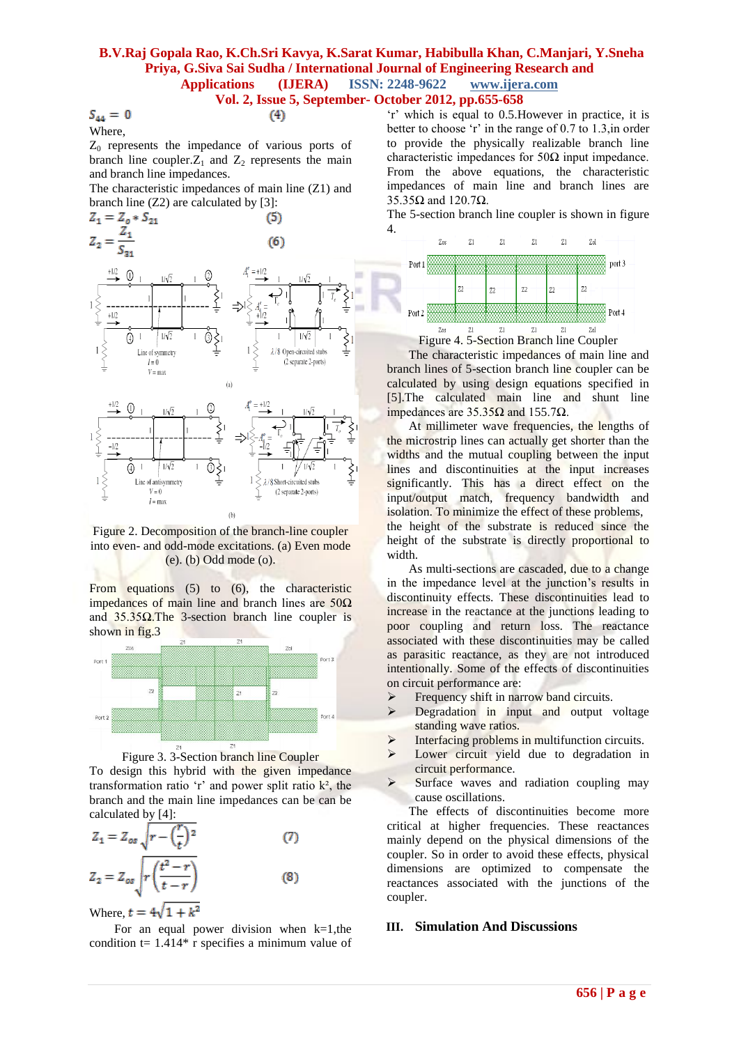$$S_{44} = 0 \quad (4)$$

Where,

$Z_0$ represents the impedance of various ports of branch line coupler.$Z_1$ and $Z_2$ represents the main and branch line impedances.

The characteristic impedances of main line (Z1) and branch line (Z2) are calculated by [3]:

$$Z_1 = Z_o * S_{21} \quad (5)$$

$$Z_2 = \frac{Z_1}{S_{31}} \quad (6)$$

Figure 2. Decomposition of the branch-line coupler into even- and odd-mode excitations. (a) Even mode (e). (b) Odd mode (o).

From equations (5) to (6), the characteristic impedances of main line and branch lines are 50Ω and 35.35Ω.The 3-section branch line coupler is shown in fig.3

Figure 3. 3-Section branch line Coupler

To design this hybrid with the given impedance transformation ratio 'r' and power split ratio $k^2$, the branch and the main line impedances can be can be calculated by [4]:

$$Z_1 = Z_{os}\sqrt{r - \left(\frac{r}{t}\right)^2} \quad (7)$$

$$Z_2 = Z_{os}\sqrt{r\left(\frac{t^2 - r}{t - r}\right)} \quad (8)$$

Where, $t = 4\sqrt{1 + k^2}$

For an equal power division when k=1,the condition t= 1.414* r specifies a minimum value of 'r' which is equal to 0.5.However in practice, it is better to choose 'r' in the range of 0.7 to 1.3,in order to provide the physically realizable branch line characteristic impedances for 50Ω input impedance. From the above equations, the characteristic impedances of main line and branch lines are 35.35Ω and 120.7Ω.

The 5-section branch line coupler is shown in figure 4.

Figure 4. 5-Section Branch line Coupler

The characteristic impedances of main line and branch lines of 5-section branch line coupler can be calculated by using design equations specified in [5].The calculated main line and shunt line impedances are 35.35Ω and 155.7Ω.

At millimeter wave frequencies, the lengths of the microstrip lines can actually get shorter than the widths and the mutual coupling between the input lines and discontinuities at the input increases significantly. This has a direct effect on the input/output match, frequency bandwidth and isolation. To minimize the effect of these problems, the height of the substrate is reduced since the height of the substrate is directly proportional to width.

As multi-sections are cascaded, due to a change in the impedance level at the junction's results in discontinuity effects. These discontinuities lead to increase in the reactance at the junctions leading to poor coupling and return loss. The reactance associated with these discontinuities may be called as parasitic reactance, as they are not introduced intentionally. Some of the effects of discontinuities on circuit performance are:

- Frequency shift in narrow band circuits.
- Degradation in input and output voltage standing wave ratios.
- Interfacing problems in multifunction circuits.
- Lower circuit yield due to degradation in circuit performance.
- Surface waves and radiation coupling may cause oscillations.

The effects of discontinuities become more critical at higher frequencies. These reactances mainly depend on the physical dimensions of the coupler. So in order to avoid these effects, physical dimensions are optimized to compensate the reactances associated with the junctions of the coupler.

## III. Simulation And Discussions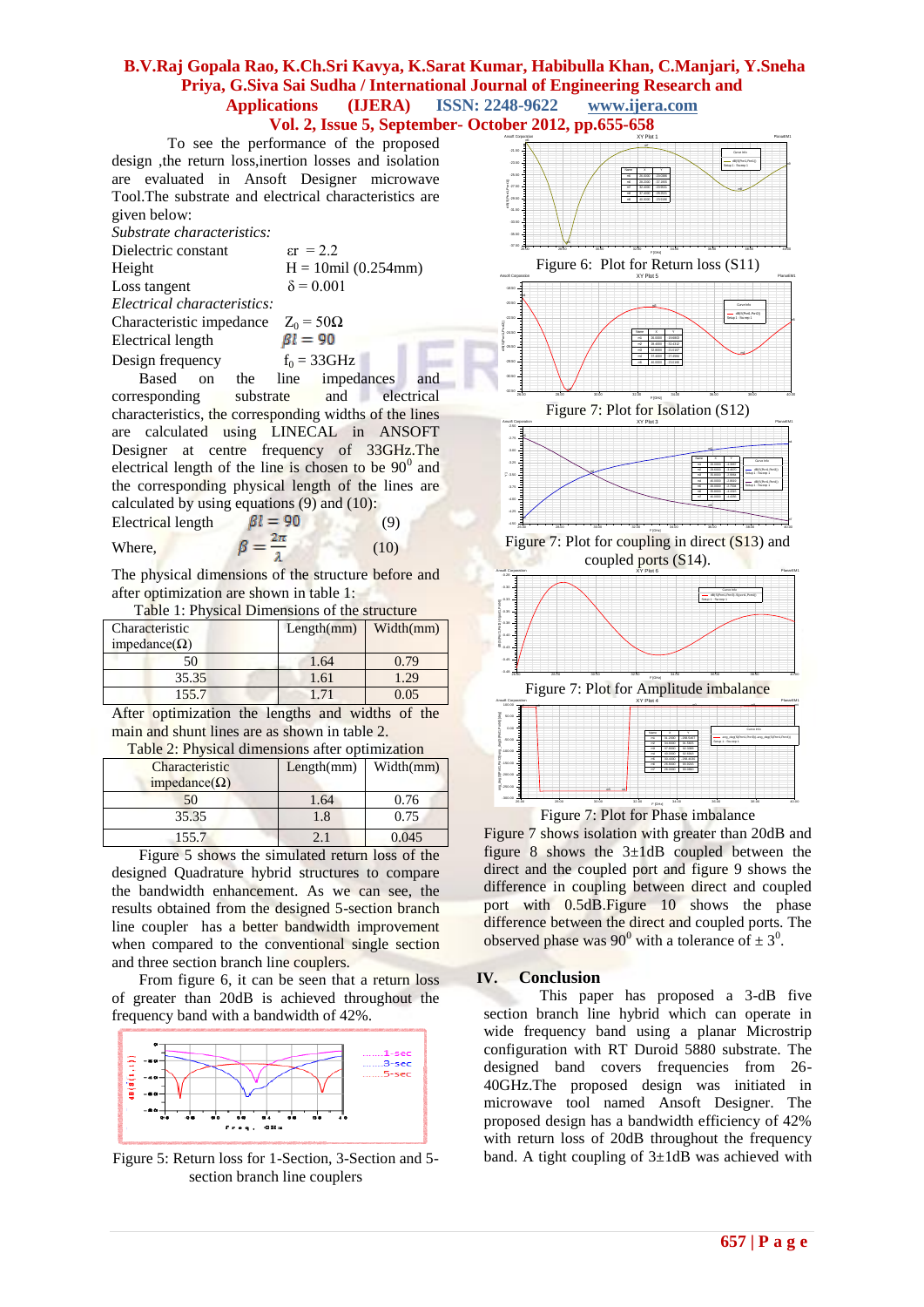To see the performance of the proposed design ,the return loss,inertion losses and isolation are evaluated in Ansoft Designer microwave Tool.The substrate and electrical characteristics are given below:

*Substrate characteristics:*

Dielectric constant $\varepsilon r = 2.2$

Height $H = 10mil$ (0.254mm)

Loss tangent $\delta = 0.001$

*Electrical characteristics:*

Characteristic impedance $Z_0 = 50\Omega$

Electrical length $\beta l = 90$

Design frequency $f_0 = 33GHz$

Based on the line impedances and corresponding substrate and electrical characteristics, the corresponding widths of the lines are calculated using LINECAL in ANSOFT Designer at centre frequency of 33GHz.The electrical length of the line is chosen to be $90^0$ and the corresponding physical length of the lines are calculated by using equations (9) and (10):

Electrical length $\beta l = 90$ (9)

Where, $\beta = \frac{2\pi}{\lambda}$ (10)

The physical dimensions of the structure before and after optimization are shown in table 1:

Table 1: Physical Dimensions of the structure

| Characteristic impedance(Ω) | Length(mm) | Width(mm) |
|---|---|---|
| 50 | 1.64 | 0.79 |
| 35.35 | 1.61 | 1.29 |
| 155.7 | 1.71 | 0.05 |

After optimization the lengths and widths of the main and shunt lines are as shown in table 2.

Table 2: Physical dimensions after optimization

| Characteristic impedance(Ω) | Length(mm) | Width(mm) |
|---|---|---|
| 50 | 1.64 | 0.76 |
| 35.35 | 1.8 | 0.75 |
| 155.7 | 2.1 | 0.045 |

Figure 5 shows the simulated return loss of the designed Quadrature hybrid structures to compare the bandwidth enhancement. As we can see, the results obtained from the designed 5-section branch line coupler has a better bandwidth improvement when compared to the conventional single section and three section branch line couplers.

From figure 6, it can be seen that a return loss of greater than 20dB is achieved throughout the frequency band with a bandwidth of 42%.

Figure 5: Return loss for 1-Section, 3-Section and 5-section branch line couplers

Figure 6: Plot for Return loss (S11)

Figure 7: Plot for Isolation (S12)

Figure 7: Plot for coupling in direct (S13) and coupled ports (S14).

Figure 7: Plot for Amplitude imbalance

Figure 7: Plot for Phase imbalance

Figure 7 shows isolation with greater than 20dB and figure 8 shows the 3±1dB coupled between the direct and the coupled port and figure 9 shows the difference in coupling between direct and coupled port with 0.5dB.Figure 10 shows the phase difference between the direct and coupled ports. The observed phase was $90^0$ with a tolerance of $\pm 3^0$.

## IV. Conclusion

This paper has proposed a 3-dB five section branch line hybrid which can operate in wide frequency band using a planar Microstrip configuration with RT Duroid 5880 substrate. The designed band covers frequencies from 26-40GHz.The proposed design was initiated in microwave tool named Ansoft Designer. The proposed design has a bandwidth efficiency of 42% with return loss of 20dB throughout the frequency band. A tight coupling of 3±1dB was achieved with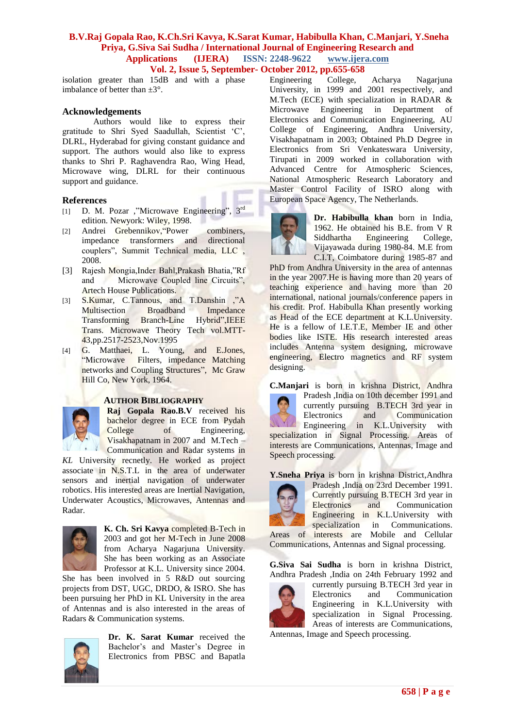isolation greater than 15dB and with a phase imbalance of better than ±3°.

## Acknowledgements

Authors would like to express their gratitude to Shri Syed Saadullah, Scientist 'C', DLRL, Hyderabad for giving constant guidance and support. The authors would also like to express thanks to Shri P. Raghavendra Rao, Wing Head, Microwave wing, DLRL for their continuous support and guidance.

## References

[1] D. M. Pozar ,"Microwave Engineering", 3rd edition. Newyork: Wiley, 1998.

[2] Andrei Grebennikov,"Power combiners, impedance transformers and directional couplers", Summit Technical media, LLC , 2008.

[3] Rajesh Mongia,Inder Bahl,Prakash Bhatia,"Rf and Microwave Coupled line Circuits", Artech House Publications.

[3] S.Kumar, C.Tannous, and T.Danshin ,"A Multisection Broadband Impedance Transforming Branch-Line Hybrid",IEEE Trans. Microwave Theory Tech vol.MTT-43,pp.2517-2523,Nov.1995

[4] G. Matthaei, L. Young, and E.Jones, "Microwave Filters, impedance Matching networks and Coupling Structures", Mc Graw Hill Co, New York, 1964.

## Author Bibliography

**Raj Gopala Rao.B.V** received his bachelor degree in ECE from Pydah College of Engineering, Visakhapatnam in 2007 and M.Tech – Communication and Radar systems in *KL* University recnetly. He worked as project associate in N.S.T.L in the area of underwater sensors and inertial navigation of underwater robotics. His interested areas are Inertial Navigation, Underwater Acoustics, Microwaves, Antennas and Radar.

**K. Ch. Sri Kavya** completed B-Tech in 2003 and got her M-Tech in June 2008 from Acharya Nagarjuna University. She has been working as an Associate Professor at K.L. University since 2004. She has been involved in 5 R&D out sourcing projects from DST, UGC, DRDO, & ISRO. She has been pursuing her PhD in KL University in the area of Antennas and is also interested in the areas of Radars & Communication systems.

**Dr. K. Sarat Kumar** received the Bachelor's and Master's Degree in Electronics from PBSC and Bapatla Engineering College, Acharya Nagarjuna University, in 1999 and 2001 respectively, and M.Tech (ECE) with specialization in RADAR & Microwave Engineering in Department of Electronics and Communication Engineering, AU College of Engineering, Andhra University, Visakhapatnam in 2003; Obtained Ph.D Degree in Electronics from Sri Venkateswara University, Tirupati in 2009 worked in collaboration with Advanced Centre for Atmospheric Sciences, National Atmospheric Research Laboratory and Master Control Facility of ISRO along with European Space Agency, The Netherlands.

**Dr. Habibulla khan** born in India, 1962. He obtained his B.E. from V R Siddhartha Engineering College, Vijayawada during 1980-84. M.E from C.I.T, Coimbatore during 1985-87 and PhD from Andhra University in the area of antennas in the year 2007.He is having more than 20 years of teaching experience and having more than 20 international, national journals/conference papers in his credit. Prof. Habibulla Khan presently working as Head of the ECE department at K.L.University. He is a fellow of I.E.T.E, Member IE and other bodies like ISTE. His research interested areas includes Antenna system designing, microwave engineering, Electro magnetics and RF system designing.

**C.Manjari** is born in krishna District, Andhra Pradesh ,India on 10th december 1991 and currently pursuing B.TECH 3rd year in Electronics and Communication Engineering in K.L.University with specialization in Signal Processing. Areas of interests are Communications, Antennas, Image and Speech processing.

**Y.Sneha Priya** is born in krishna District,Andhra Pradesh ,India on 23rd December 1991. Currently pursuing B.TECH 3rd year in Electronics and Communication Engineering in K.L.University with specialization in Communications. Areas of interests are Mobile and Cellular Communications, Antennas and Signal processing.

**G.Siva Sai Sudha** is born in krishna District, Andhra Pradesh ,India on 24th February 1992 and currently pursuing B.TECH 3rd year in Electronics and Communication Engineering in K.L.University with specialization in Signal Processing. Areas of interests are Communications, Antennas, Image and Speech processing.